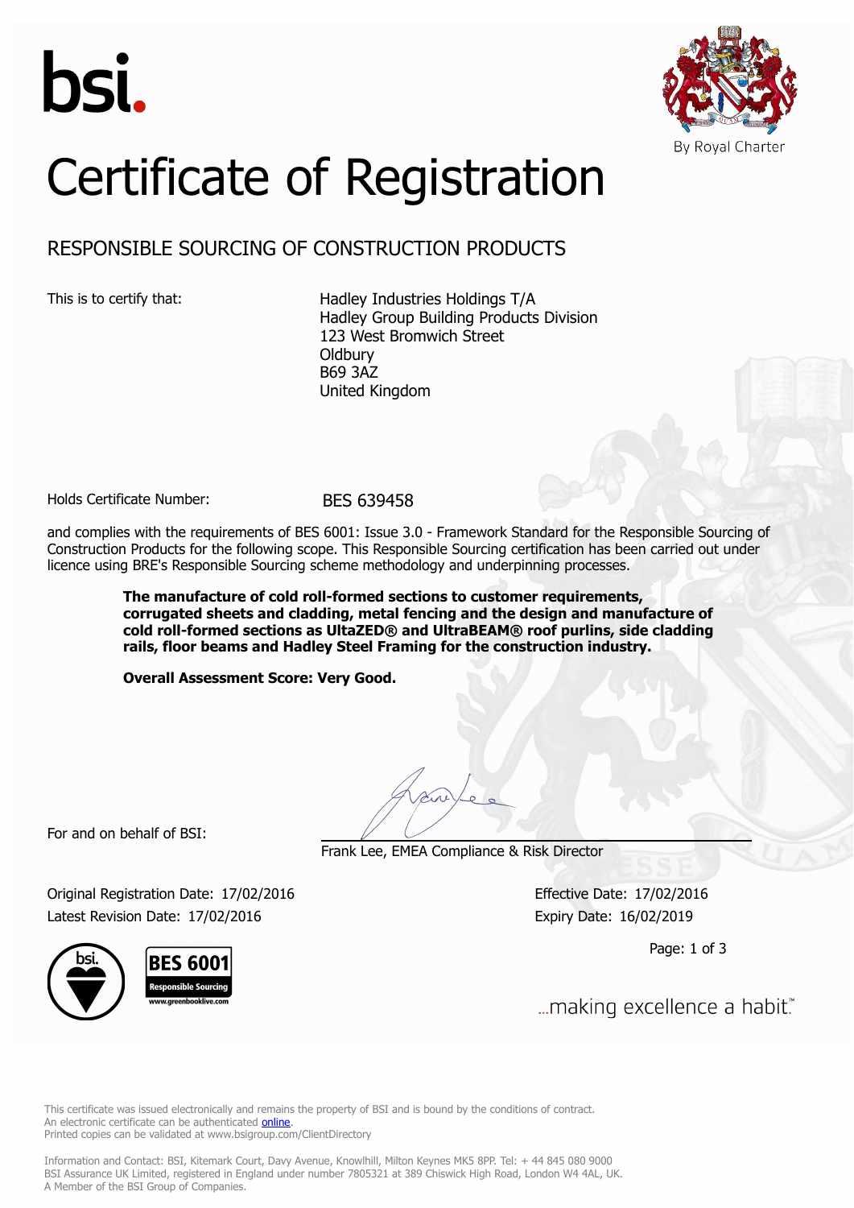bsi.

By Royal Charter

# Certificate of Registration

## RESPONSIBLE SOURCING OF CONSTRUCTION PRODUCTS

This is to certify that:

Hadley Industries Holdings T/A
Hadley Group Building Products Division
123 West Bromwich Street
Oldbury
B69 3AZ
United Kingdom

Holds Certificate Number: BES 639458

and complies with the requirements of BES 6001: Issue 3.0 - Framework Standard for the Responsible Sourcing of Construction Products for the following scope. This Responsible Sourcing certification has been carried out under licence using BRE's Responsible Sourcing scheme methodology and underpinning processes.

**The manufacture of cold roll-formed sections to customer requirements, corrugated sheets and cladding, metal fencing and the design and manufacture of cold roll-formed sections as UltaZED® and UltraBEAM® roof purlins, side cladding rails, floor beams and Hadley Steel Framing for the construction industry.**

**Overall Assessment Score: Very Good.**

For and on behalf of BSI:

Frank Lee, EMEA Compliance & Risk Director

Original Registration Date: 17/02/2016
Latest Revision Date: 17/02/2016

Effective Date: 17/02/2016
Expiry Date: 16/02/2019

BES 6001 Responsible Sourcing www.greenbooklive.com

...making excellence a habit.™

This certificate was issued electronically and remains the property of BSI and is bound by the conditions of contract.
An electronic certificate can be authenticated online.
Printed copies can be validated at www.bsigroup.com/ClientDirectory

Information and Contact: BSI, Kitemark Court, Davy Avenue, Knowlhill, Milton Keynes MK5 8PP. Tel: + 44 845 080 9000
BSI Assurance UK Limited, registered in England under number 7805321 at 389 Chiswick High Road, London W4 4AL, UK.
A Member of the BSI Group of Companies.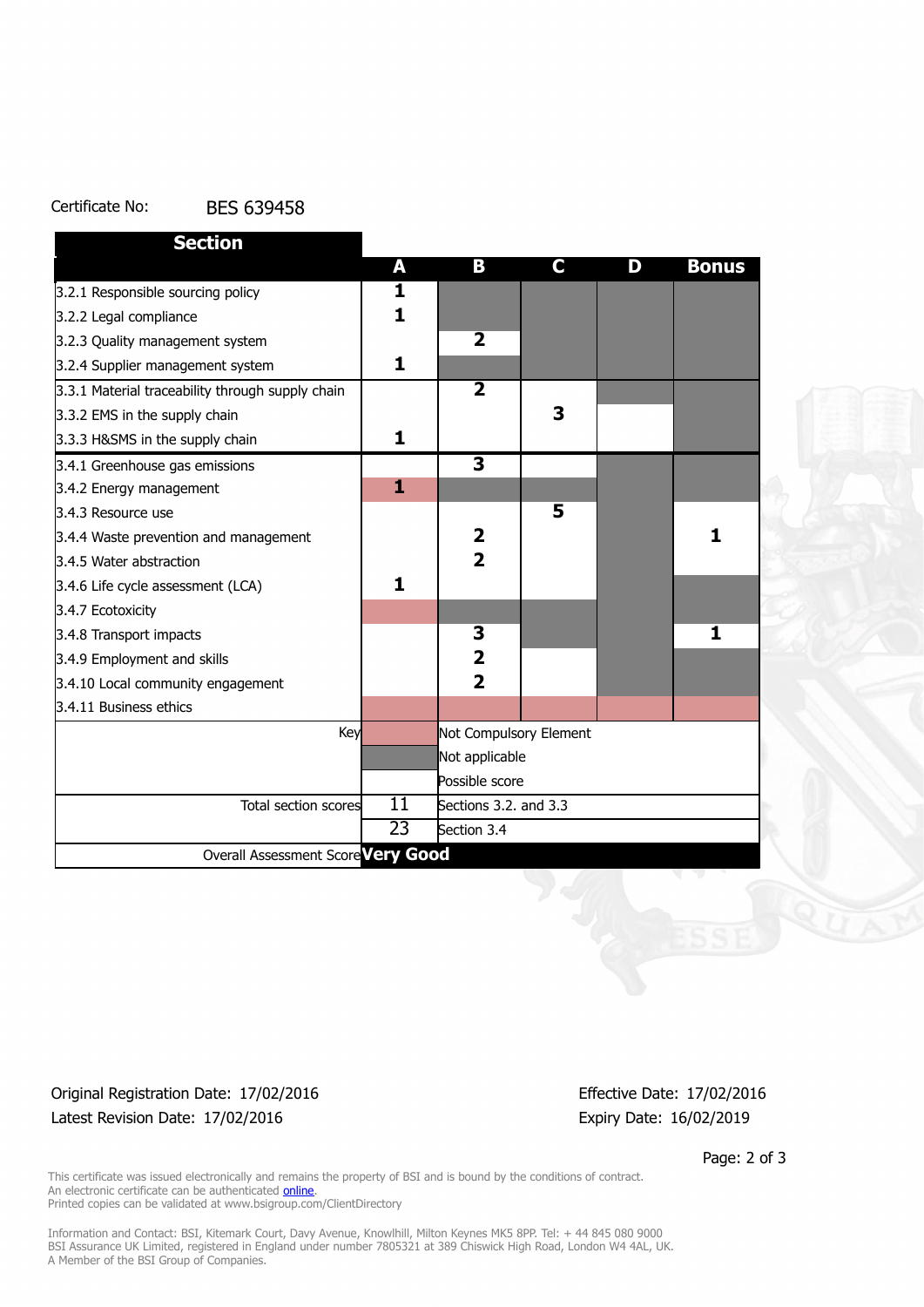Certificate No: BES 639458

| Section | A | B | C | D | Bonus |
|---|---|---|---|---|---|
| 3.2.1 Responsible sourcing policy | 1 | | | | |
| 3.2.2 Legal compliance | 1 | | | | |
| 3.2.3 Quality management system | | 2 | | | |
| 3.2.4 Supplier management system | 1 | | | | |
| 3.3.1 Material traceability through supply chain | | 2 | | | |
| 3.3.2 EMS in the supply chain | | | 3 | | |
| 3.3.3 H&SMS in the supply chain | 1 | | | | |
| 3.4.1 Greenhouse gas emissions | | 3 | | | |
| 3.4.2 Energy management | 1 | | | | |
| 3.4.3 Resource use | | | 5 | | |
| 3.4.4 Waste prevention and management | | 2 | | | 1 |
| 3.4.5 Water abstraction | | 2 | | | |
| 3.4.6 Life cycle assessment (LCA) | 1 | | | | |
| 3.4.7 Ecotoxicity | | | | | |
| 3.4.8 Transport impacts | | 3 | | | 1 |
| 3.4.9 Employment and skills | | 2 | | | |
| 3.4.10 Local community engagement | | 2 | | | |
| 3.4.11 Business ethics | | | | | |

| Key | |
|---|---|
| (pink) | Not Compulsory Element |
| (grey) | Not applicable |
| (white) | Possible score |

| Total section scores | | |
|---|---|---|
| | 11 | Sections 3.2. and 3.3 |
| | 23 | Section 3.4 |
| Overall Assessment Score | **Very Good** | |

Original Registration Date: 17/02/2016

Latest Revision Date: 17/02/2016

Effective Date: 17/02/2016

Expiry Date: 16/02/2019

This certificate was issued electronically and remains the property of BSI and is bound by the conditions of contract.
An electronic certificate can be authenticated online.
Printed copies can be validated at www.bsigroup.com/ClientDirectory

Information and Contact: BSI, Kitemark Court, Davy Avenue, Knowlhill, Milton Keynes MK5 8PP. Tel: + 44 845 080 9000
BSI Assurance UK Limited, registered in England under number 7805321 at 389 Chiswick High Road, London W4 4AL, UK.
A Member of the BSI Group of Companies.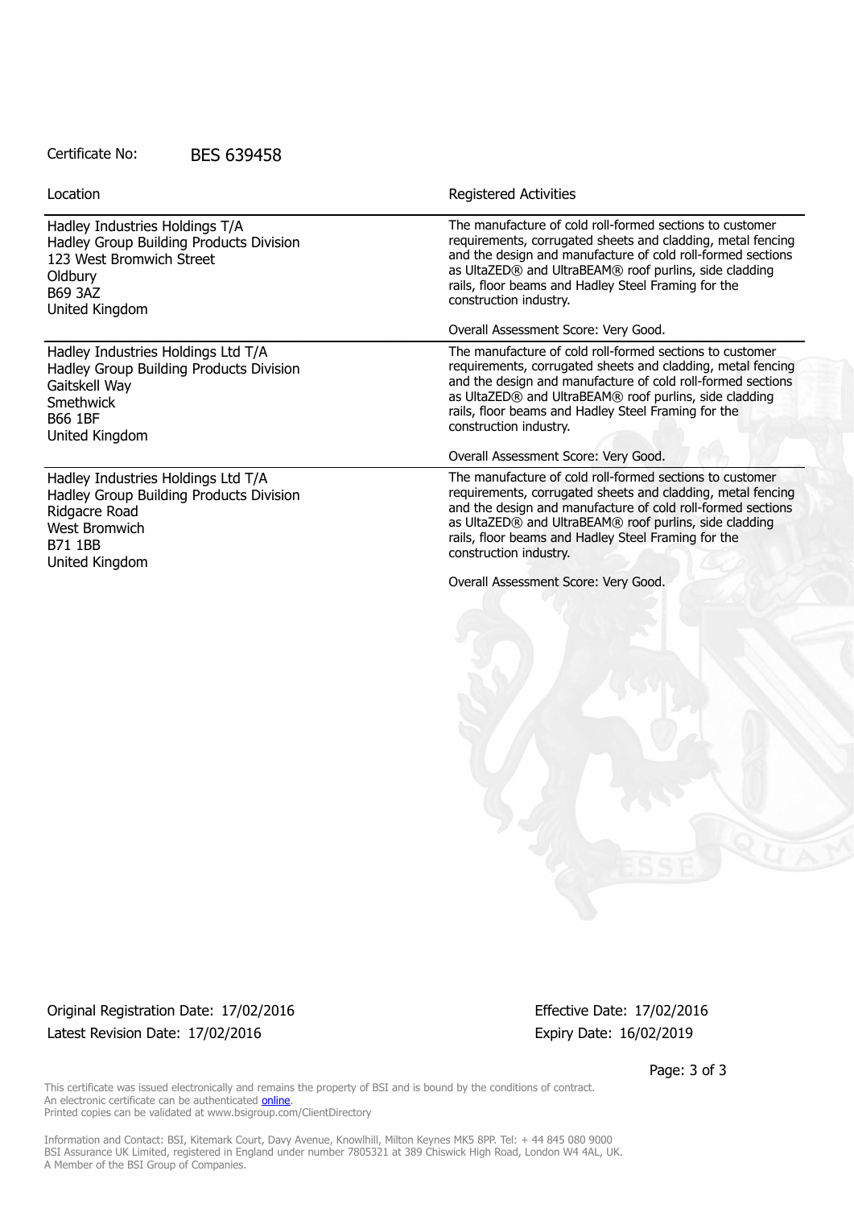Certificate No: BES 639458

| Location | Registered Activities |
| --- | --- |
| Hadley Industries Holdings T/A<br>Hadley Group Building Products Division<br>123 West Bromwich Street<br>Oldbury<br>B69 3AZ<br>United Kingdom | The manufacture of cold roll-formed sections to customer requirements, corrugated sheets and cladding, metal fencing and the design and manufacture of cold roll-formed sections as UltaZED® and UltraBEAM® roof purlins, side cladding rails, floor beams and Hadley Steel Framing for the construction industry.<br><br>Overall Assessment Score: Very Good. |
| Hadley Industries Holdings Ltd T/A<br>Hadley Group Building Products Division<br>Gaitskell Way<br>Smethwick<br>B66 1BF<br>United Kingdom | The manufacture of cold roll-formed sections to customer requirements, corrugated sheets and cladding, metal fencing and the design and manufacture of cold roll-formed sections as UltaZED® and UltraBEAM® roof purlins, side cladding rails, floor beams and Hadley Steel Framing for the construction industry.<br><br>Overall Assessment Score: Very Good. |
| Hadley Industries Holdings Ltd T/A<br>Hadley Group Building Products Division<br>Ridgacre Road<br>West Bromwich<br>B71 1BB<br>United Kingdom | The manufacture of cold roll-formed sections to customer requirements, corrugated sheets and cladding, metal fencing and the design and manufacture of cold roll-formed sections as UltaZED® and UltraBEAM® roof purlins, side cladding rails, floor beams and Hadley Steel Framing for the construction industry.<br><br>Overall Assessment Score: Very Good. |

Original Registration Date: 17/02/2016

Latest Revision Date: 17/02/2016

Effective Date: 17/02/2016

Expiry Date: 16/02/2019

This certificate was issued electronically and remains the property of BSI and is bound by the conditions of contract.
An electronic certificate can be authenticated online.
Printed copies can be validated at www.bsigroup.com/ClientDirectory

Information and Contact: BSI, Kitemark Court, Davy Avenue, Knowlhill, Milton Keynes MK5 8PP. Tel: + 44 845 080 9000
BSI Assurance UK Limited, registered in England under number 7805321 at 389 Chiswick High Road, London W4 4AL, UK.
A Member of the BSI Group of Companies.